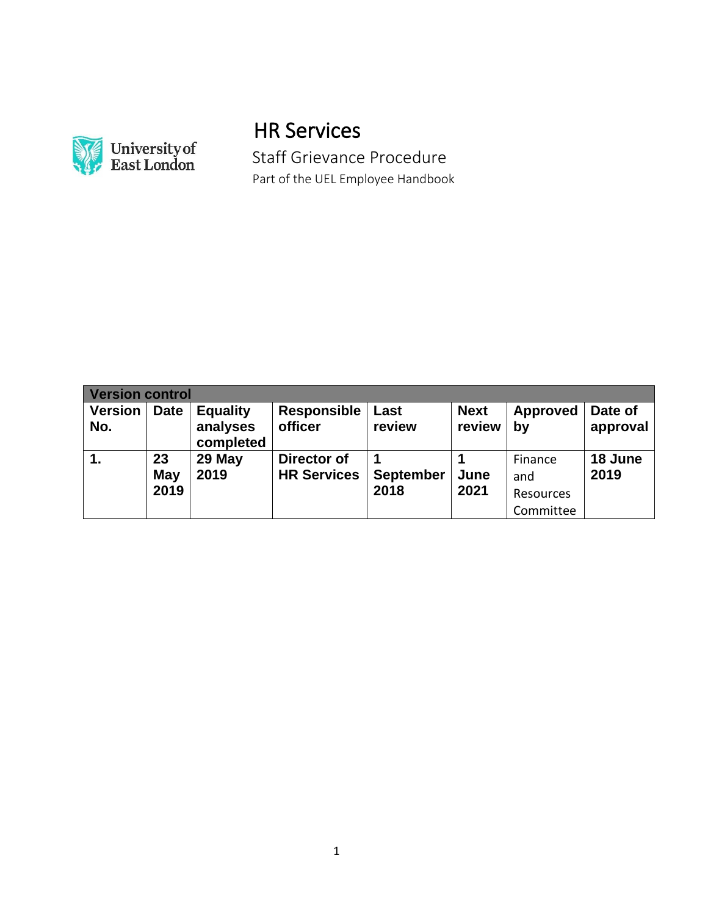# HR Services

Staff Grievance Procedure

Part of the UEL Employee Handbook

| Version control | | | | | | | |
|---|---|---|---|---|---|---|---|
| **Version No.** | **Date** | **Equality analyses completed** | **Responsible officer** | **Last review** | **Next review** | **Approved by** | **Date of approval** |
| **1.** | **23 May 2019** | **29 May 2019** | **Director of HR Services** | **1 September 2018** | **1 June 2021** | Finance and Resources Committee | **18 June 2019** |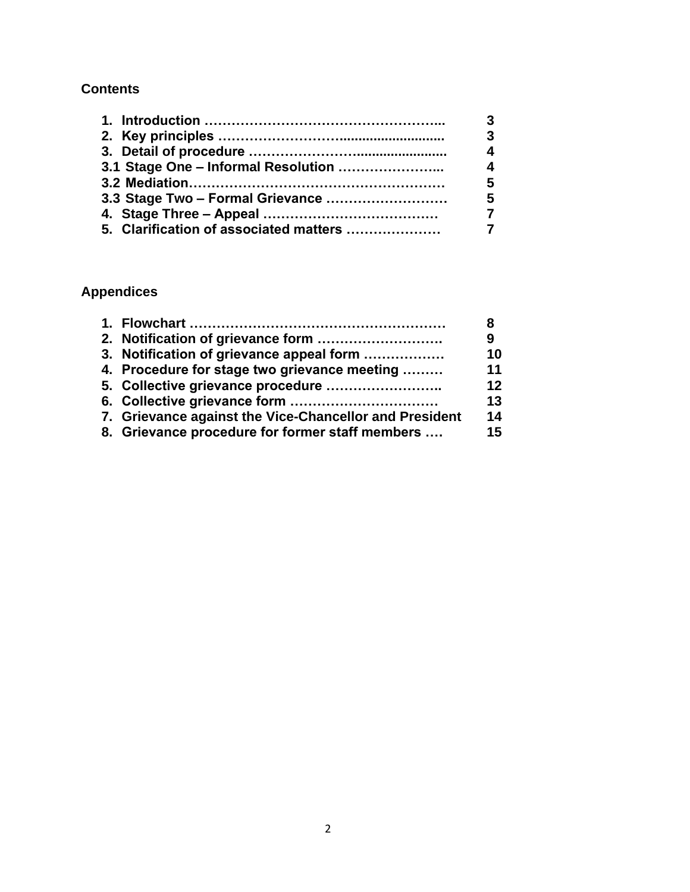## Contents

| | |
|---|---|
| **1. Introduction** | **3** |
| **2. Key principles** | **3** |
| **3. Detail of procedure** | **4** |
| **3.1 Stage One – Informal Resolution** | **4** |
| **3.2 Mediation** | **5** |
| **3.3 Stage Two – Formal Grievance** | **5** |
| **4. Stage Three – Appeal** | **7** |
| **5. Clarification of associated matters** | **7** |

## Appendices

| | |
|---|---|
| **1. Flowchart** | **8** |
| **2. Notification of grievance form** | **9** |
| **3. Notification of grievance appeal form** | **10** |
| **4. Procedure for stage two grievance meeting** | **11** |
| **5. Collective grievance procedure** | **12** |
| **6. Collective grievance form** | **13** |
| **7. Grievance against the Vice-Chancellor and President** | **14** |
| **8. Grievance procedure for former staff members** | **15** |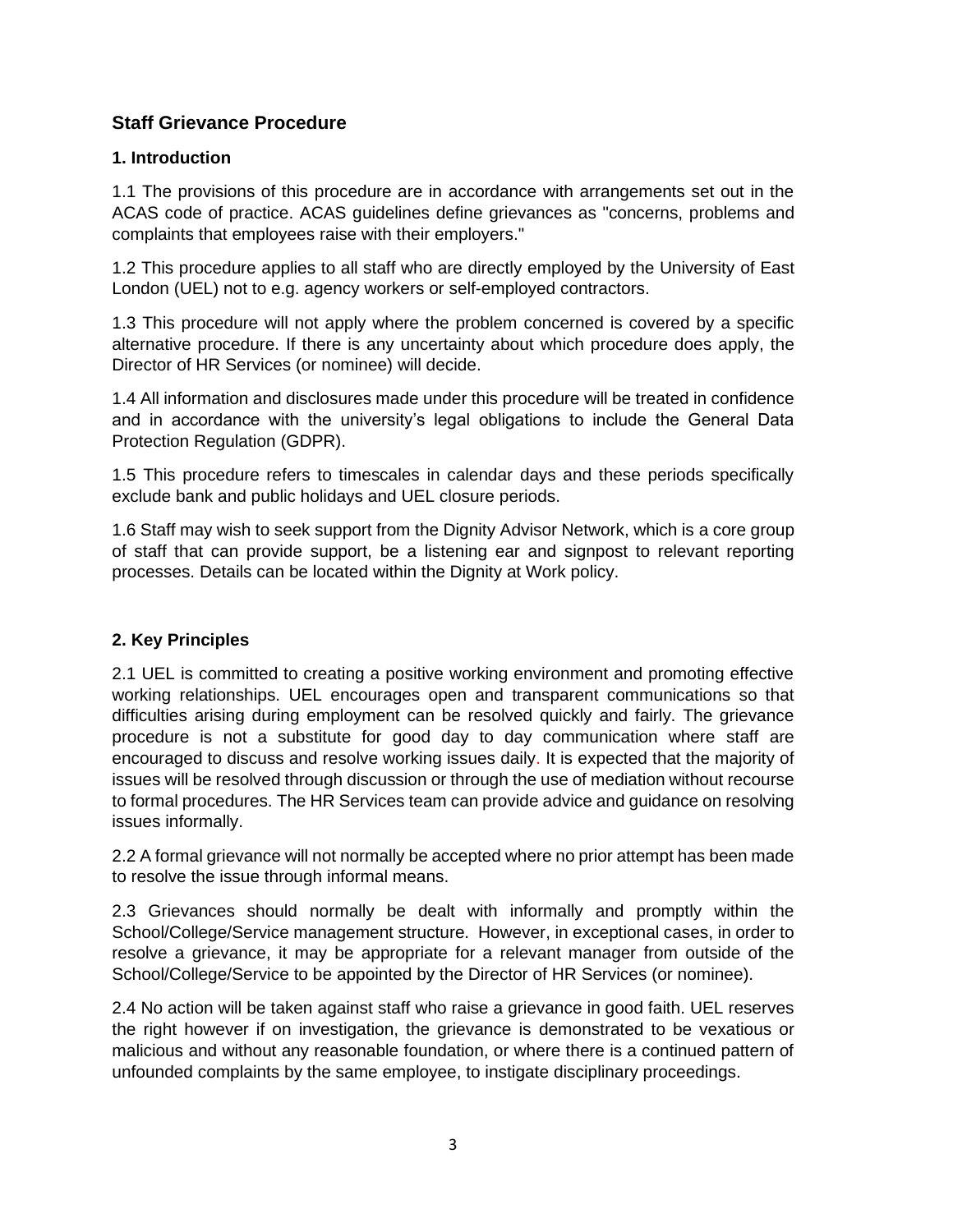## Staff Grievance Procedure

### 1. Introduction

1.1 The provisions of this procedure are in accordance with arrangements set out in the ACAS code of practice. ACAS guidelines define grievances as "concerns, problems and complaints that employees raise with their employers."

1.2 This procedure applies to all staff who are directly employed by the University of East London (UEL) not to e.g. agency workers or self-employed contractors.

1.3 This procedure will not apply where the problem concerned is covered by a specific alternative procedure. If there is any uncertainty about which procedure does apply, the Director of HR Services (or nominee) will decide.

1.4 All information and disclosures made under this procedure will be treated in confidence and in accordance with the university's legal obligations to include the General Data Protection Regulation (GDPR).

1.5 This procedure refers to timescales in calendar days and these periods specifically exclude bank and public holidays and UEL closure periods.

1.6 Staff may wish to seek support from the Dignity Advisor Network, which is a core group of staff that can provide support, be a listening ear and signpost to relevant reporting processes. Details can be located within the Dignity at Work policy.

### 2. Key Principles

2.1 UEL is committed to creating a positive working environment and promoting effective working relationships. UEL encourages open and transparent communications so that difficulties arising during employment can be resolved quickly and fairly. The grievance procedure is not a substitute for good day to day communication where staff are encouraged to discuss and resolve working issues daily. It is expected that the majority of issues will be resolved through discussion or through the use of mediation without recourse to formal procedures. The HR Services team can provide advice and guidance on resolving issues informally.

2.2 A formal grievance will not normally be accepted where no prior attempt has been made to resolve the issue through informal means.

2.3 Grievances should normally be dealt with informally and promptly within the School/College/Service management structure. However, in exceptional cases, in order to resolve a grievance, it may be appropriate for a relevant manager from outside of the School/College/Service to be appointed by the Director of HR Services (or nominee).

2.4 No action will be taken against staff who raise a grievance in good faith. UEL reserves the right however if on investigation, the grievance is demonstrated to be vexatious or malicious and without any reasonable foundation, or where there is a continued pattern of unfounded complaints by the same employee, to instigate disciplinary proceedings.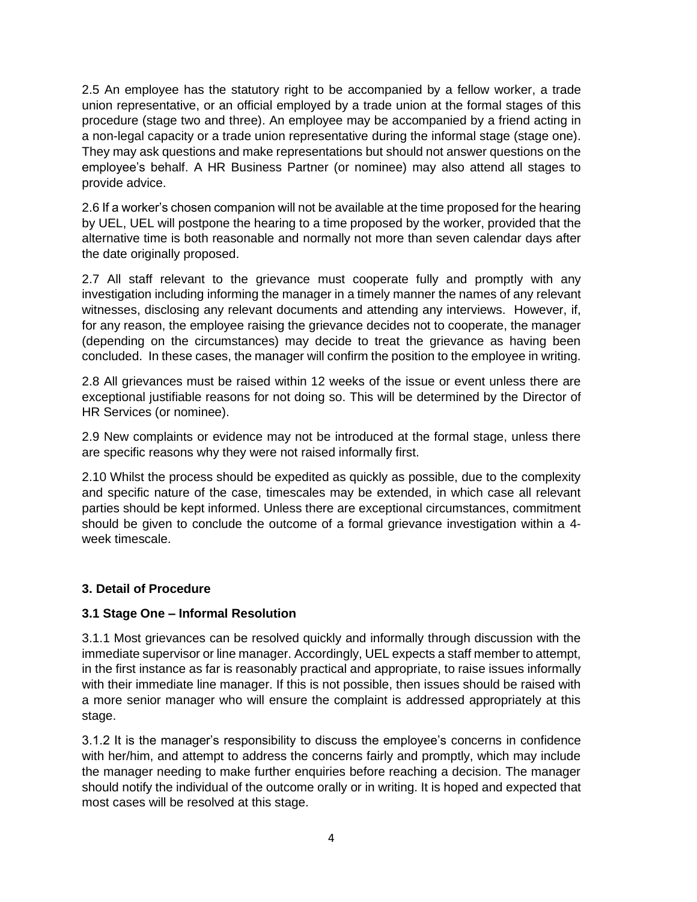2.5 An employee has the statutory right to be accompanied by a fellow worker, a trade union representative, or an official employed by a trade union at the formal stages of this procedure (stage two and three). An employee may be accompanied by a friend acting in a non-legal capacity or a trade union representative during the informal stage (stage one). They may ask questions and make representations but should not answer questions on the employee's behalf. A HR Business Partner (or nominee) may also attend all stages to provide advice.

2.6 If a worker's chosen companion will not be available at the time proposed for the hearing by UEL, UEL will postpone the hearing to a time proposed by the worker, provided that the alternative time is both reasonable and normally not more than seven calendar days after the date originally proposed.

2.7 All staff relevant to the grievance must cooperate fully and promptly with any investigation including informing the manager in a timely manner the names of any relevant witnesses, disclosing any relevant documents and attending any interviews. However, if, for any reason, the employee raising the grievance decides not to cooperate, the manager (depending on the circumstances) may decide to treat the grievance as having been concluded. In these cases, the manager will confirm the position to the employee in writing.

2.8 All grievances must be raised within 12 weeks of the issue or event unless there are exceptional justifiable reasons for not doing so. This will be determined by the Director of HR Services (or nominee).

2.9 New complaints or evidence may not be introduced at the formal stage, unless there are specific reasons why they were not raised informally first.

2.10 Whilst the process should be expedited as quickly as possible, due to the complexity and specific nature of the case, timescales may be extended, in which case all relevant parties should be kept informed. Unless there are exceptional circumstances, commitment should be given to conclude the outcome of a formal grievance investigation within a 4-week timescale.

## 3. Detail of Procedure

### 3.1 Stage One – Informal Resolution

3.1.1 Most grievances can be resolved quickly and informally through discussion with the immediate supervisor or line manager. Accordingly, UEL expects a staff member to attempt, in the first instance as far is reasonably practical and appropriate, to raise issues informally with their immediate line manager. If this is not possible, then issues should be raised with a more senior manager who will ensure the complaint is addressed appropriately at this stage.

3.1.2 It is the manager's responsibility to discuss the employee's concerns in confidence with her/him, and attempt to address the concerns fairly and promptly, which may include the manager needing to make further enquiries before reaching a decision. The manager should notify the individual of the outcome orally or in writing. It is hoped and expected that most cases will be resolved at this stage.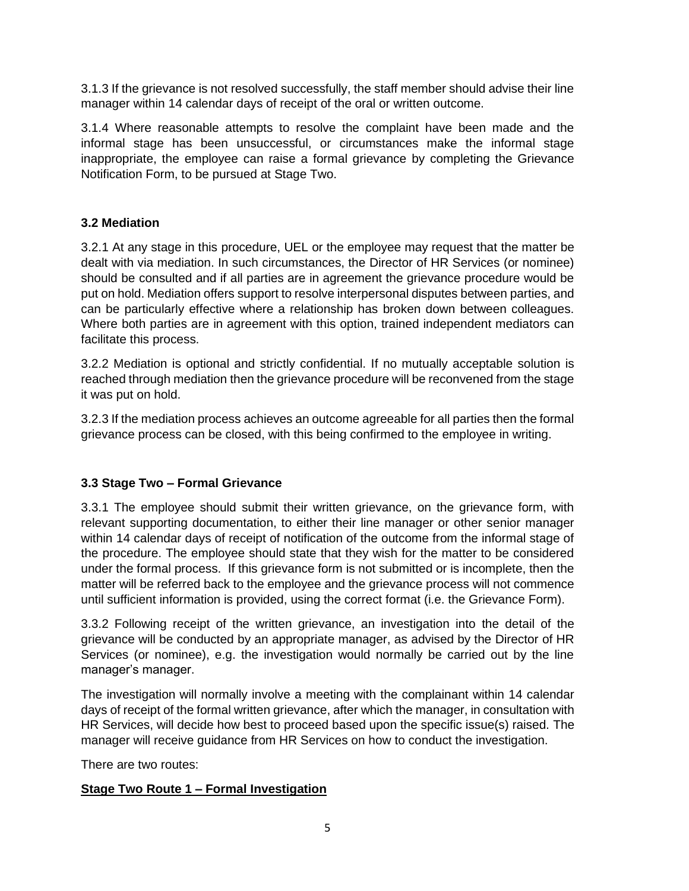3.1.3 If the grievance is not resolved successfully, the staff member should advise their line manager within 14 calendar days of receipt of the oral or written outcome.

3.1.4 Where reasonable attempts to resolve the complaint have been made and the informal stage has been unsuccessful, or circumstances make the informal stage inappropriate, the employee can raise a formal grievance by completing the Grievance Notification Form, to be pursued at Stage Two.

### 3.2 Mediation

3.2.1 At any stage in this procedure, UEL or the employee may request that the matter be dealt with via mediation. In such circumstances, the Director of HR Services (or nominee) should be consulted and if all parties are in agreement the grievance procedure would be put on hold. Mediation offers support to resolve interpersonal disputes between parties, and can be particularly effective where a relationship has broken down between colleagues. Where both parties are in agreement with this option, trained independent mediators can facilitate this process.

3.2.2 Mediation is optional and strictly confidential. If no mutually acceptable solution is reached through mediation then the grievance procedure will be reconvened from the stage it was put on hold.

3.2.3 If the mediation process achieves an outcome agreeable for all parties then the formal grievance process can be closed, with this being confirmed to the employee in writing.

### 3.3 Stage Two – Formal Grievance

3.3.1 The employee should submit their written grievance, on the grievance form, with relevant supporting documentation, to either their line manager or other senior manager within 14 calendar days of receipt of notification of the outcome from the informal stage of the procedure. The employee should state that they wish for the matter to be considered under the formal process. If this grievance form is not submitted or is incomplete, then the matter will be referred back to the employee and the grievance process will not commence until sufficient information is provided, using the correct format (i.e. the Grievance Form).

3.3.2 Following receipt of the written grievance, an investigation into the detail of the grievance will be conducted by an appropriate manager, as advised by the Director of HR Services (or nominee), e.g. the investigation would normally be carried out by the line manager's manager.

The investigation will normally involve a meeting with the complainant within 14 calendar days of receipt of the formal written grievance, after which the manager, in consultation with HR Services, will decide how best to proceed based upon the specific issue(s) raised. The manager will receive guidance from HR Services on how to conduct the investigation.

There are two routes:

**Stage Two Route 1 – Formal Investigation**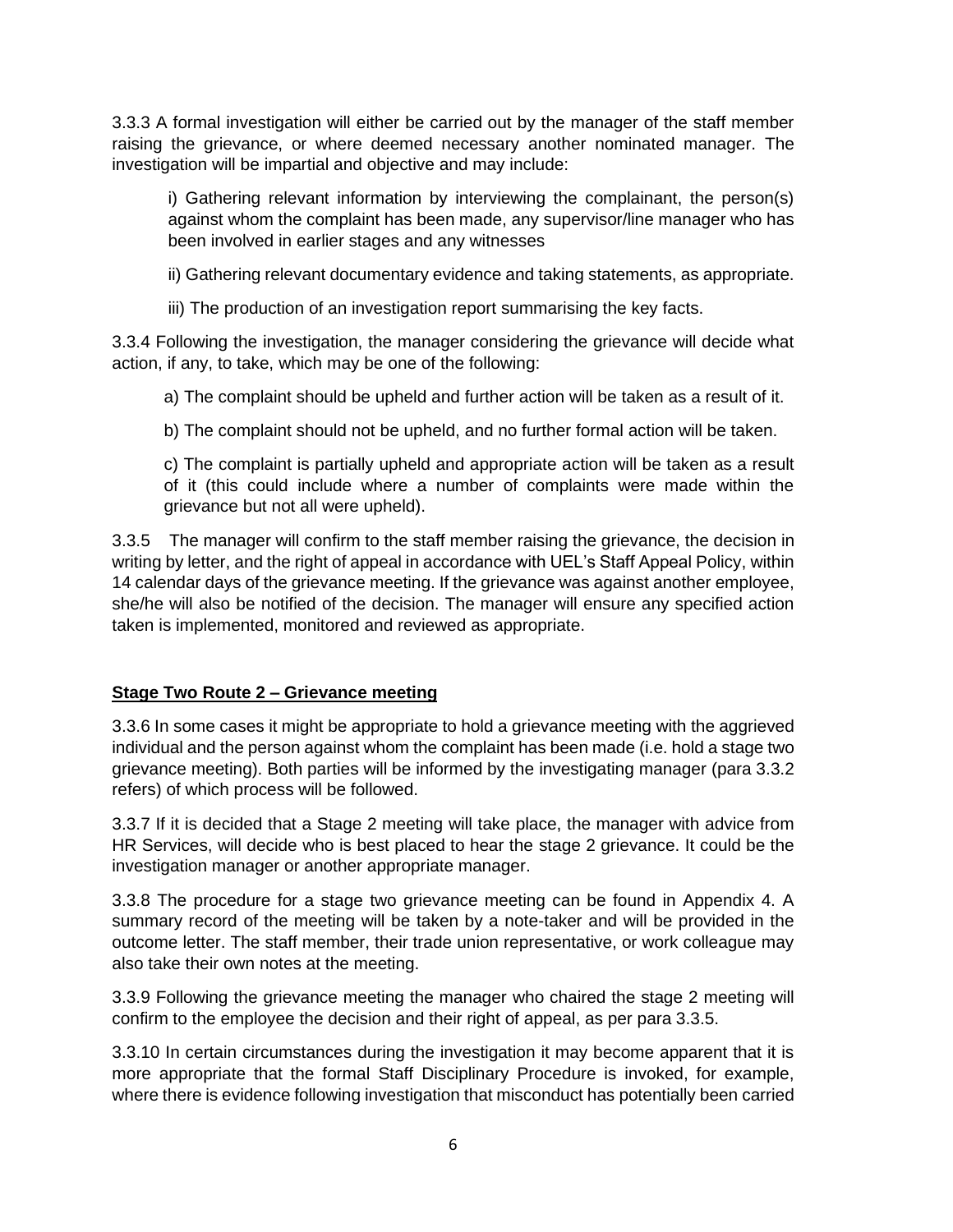3.3.3 A formal investigation will either be carried out by the manager of the staff member raising the grievance, or where deemed necessary another nominated manager. The investigation will be impartial and objective and may include:

i) Gathering relevant information by interviewing the complainant, the person(s) against whom the complaint has been made, any supervisor/line manager who has been involved in earlier stages and any witnesses

ii) Gathering relevant documentary evidence and taking statements, as appropriate.

iii) The production of an investigation report summarising the key facts.

3.3.4 Following the investigation, the manager considering the grievance will decide what action, if any, to take, which may be one of the following:

a) The complaint should be upheld and further action will be taken as a result of it.

b) The complaint should not be upheld, and no further formal action will be taken.

c) The complaint is partially upheld and appropriate action will be taken as a result of it (this could include where a number of complaints were made within the grievance but not all were upheld).

3.3.5 The manager will confirm to the staff member raising the grievance, the decision in writing by letter, and the right of appeal in accordance with UEL's Staff Appeal Policy, within 14 calendar days of the grievance meeting. If the grievance was against another employee, she/he will also be notified of the decision. The manager will ensure any specified action taken is implemented, monitored and reviewed as appropriate.

**Stage Two Route 2 – Grievance meeting**

3.3.6 In some cases it might be appropriate to hold a grievance meeting with the aggrieved individual and the person against whom the complaint has been made (i.e. hold a stage two grievance meeting). Both parties will be informed by the investigating manager (para 3.3.2 refers) of which process will be followed.

3.3.7 If it is decided that a Stage 2 meeting will take place, the manager with advice from HR Services, will decide who is best placed to hear the stage 2 grievance. It could be the investigation manager or another appropriate manager.

3.3.8 The procedure for a stage two grievance meeting can be found in Appendix 4. A summary record of the meeting will be taken by a note-taker and will be provided in the outcome letter. The staff member, their trade union representative, or work colleague may also take their own notes at the meeting.

3.3.9 Following the grievance meeting the manager who chaired the stage 2 meeting will confirm to the employee the decision and their right of appeal, as per para 3.3.5.

3.3.10 In certain circumstances during the investigation it may become apparent that it is more appropriate that the formal Staff Disciplinary Procedure is invoked, for example, where there is evidence following investigation that misconduct has potentially been carried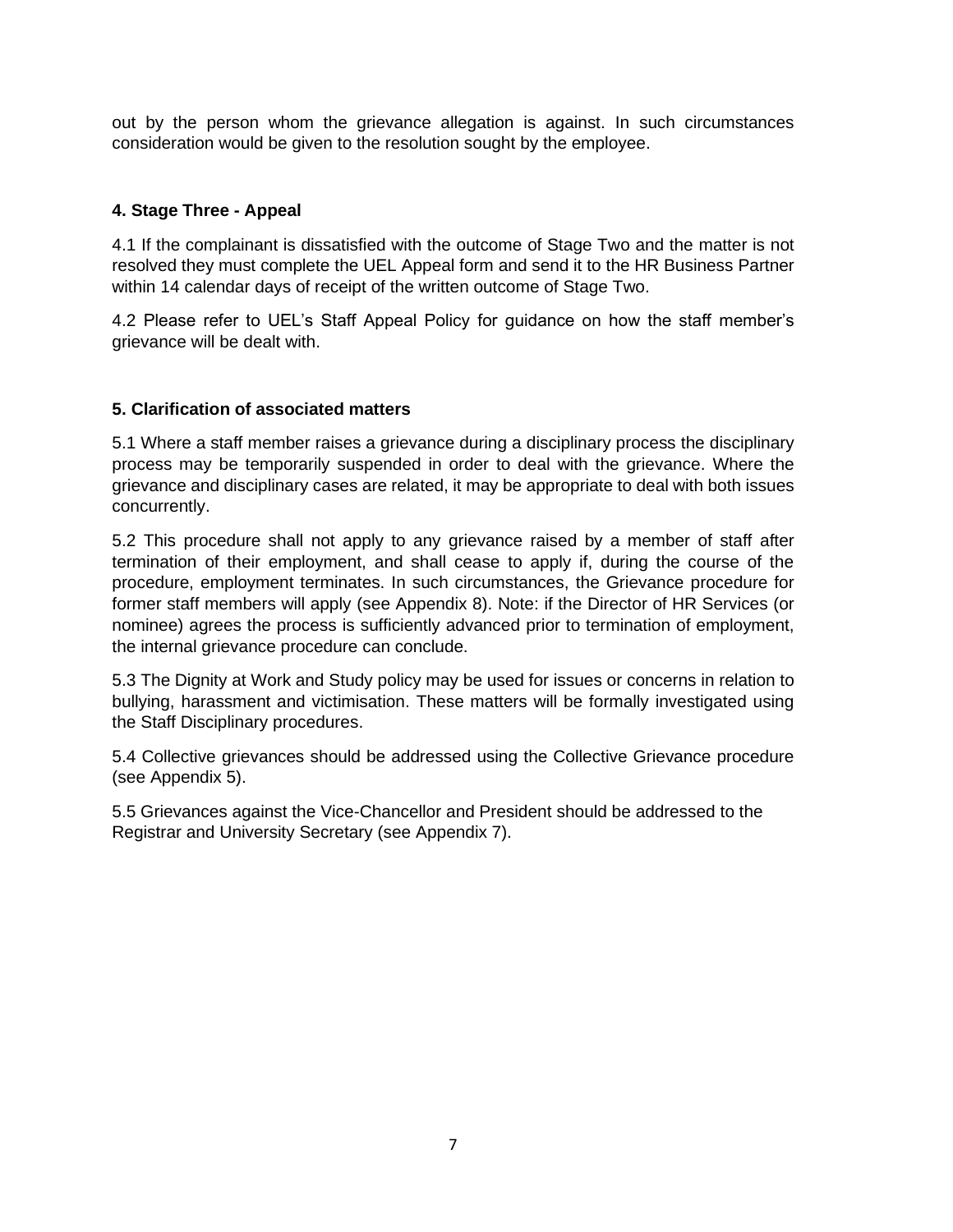out by the person whom the grievance allegation is against. In such circumstances consideration would be given to the resolution sought by the employee.

## 4. Stage Three - Appeal

4.1 If the complainant is dissatisfied with the outcome of Stage Two and the matter is not resolved they must complete the UEL Appeal form and send it to the HR Business Partner within 14 calendar days of receipt of the written outcome of Stage Two.

4.2 Please refer to UEL's Staff Appeal Policy for guidance on how the staff member's grievance will be dealt with.

## 5. Clarification of associated matters

5.1 Where a staff member raises a grievance during a disciplinary process the disciplinary process may be temporarily suspended in order to deal with the grievance. Where the grievance and disciplinary cases are related, it may be appropriate to deal with both issues concurrently.

5.2 This procedure shall not apply to any grievance raised by a member of staff after termination of their employment, and shall cease to apply if, during the course of the procedure, employment terminates. In such circumstances, the Grievance procedure for former staff members will apply (see Appendix 8). Note: if the Director of HR Services (or nominee) agrees the process is sufficiently advanced prior to termination of employment, the internal grievance procedure can conclude.

5.3 The Dignity at Work and Study policy may be used for issues or concerns in relation to bullying, harassment and victimisation. These matters will be formally investigated using the Staff Disciplinary procedures.

5.4 Collective grievances should be addressed using the Collective Grievance procedure (see Appendix 5).

5.5 Grievances against the Vice-Chancellor and President should be addressed to the Registrar and University Secretary (see Appendix 7).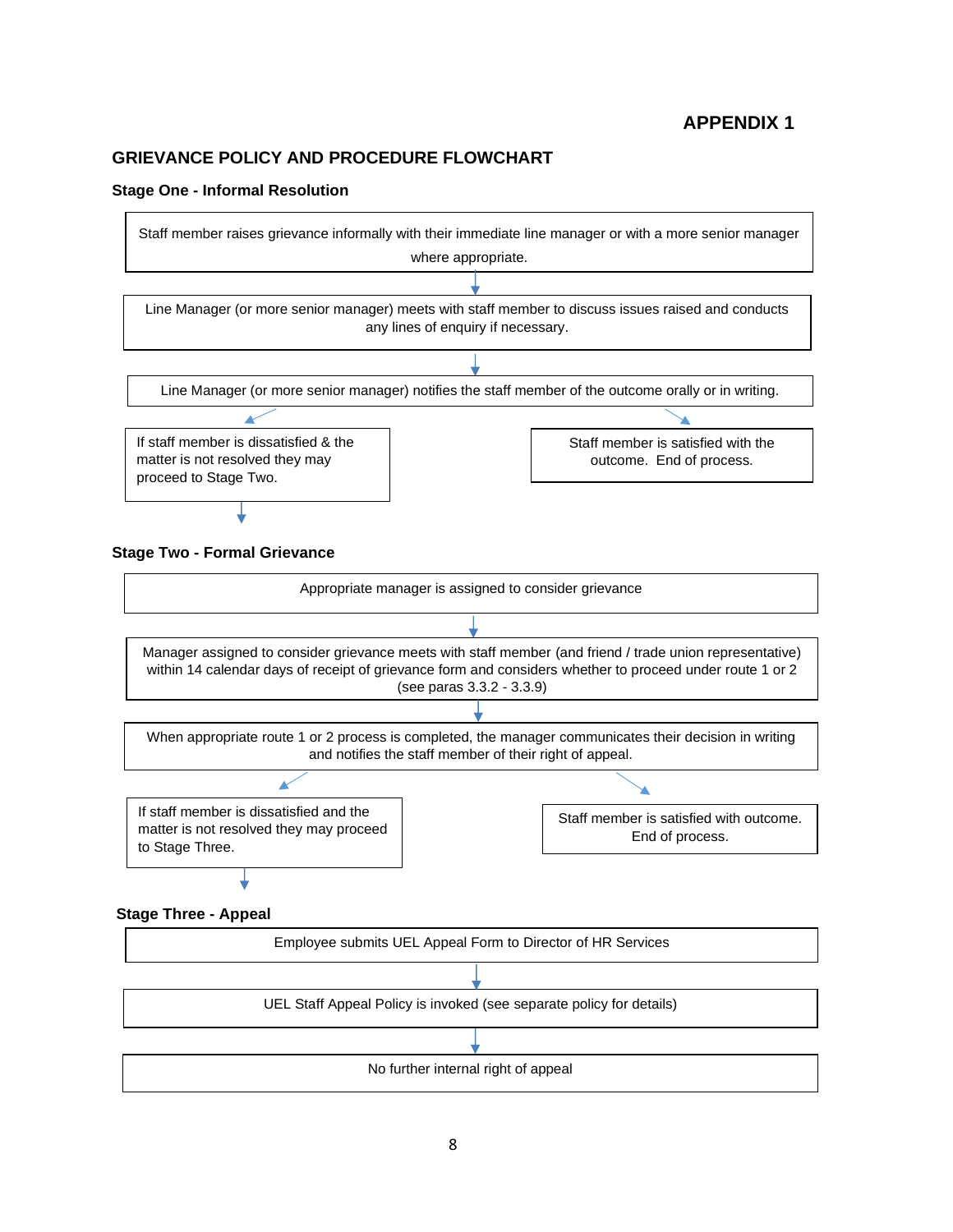**APPENDIX 1**

## GRIEVANCE POLICY AND PROCEDURE FLOWCHART

### Stage One - Informal Resolution

Staff member raises grievance informally with their immediate line manager or with a more senior manager where appropriate.

↓

Line Manager (or more senior manager) meets with staff member to discuss issues raised and conducts any lines of enquiry if necessary.

↓

Line Manager (or more senior manager) notifies the staff member of the outcome orally or in writing.

- If staff member is dissatisfied & the matter is not resolved they may proceed to Stage Two. ↓
- Staff member is satisfied with the outcome. End of process.

### Stage Two - Formal Grievance

Appropriate manager is assigned to consider grievance

↓

Manager assigned to consider grievance meets with staff member (and friend / trade union representative) within 14 calendar days of receipt of grievance form and considers whether to proceed under route 1 or 2 (see paras 3.3.2 - 3.3.9)

↓

When appropriate route 1 or 2 process is completed, the manager communicates their decision in writing and notifies the staff member of their right of appeal.

- If staff member is dissatisfied and the matter is not resolved they may proceed to Stage Three. ↓
- Staff member is satisfied with outcome. End of process.

### Stage Three - Appeal

Employee submits UEL Appeal Form to Director of HR Services

↓

UEL Staff Appeal Policy is invoked (see separate policy for details)

↓

No further internal right of appeal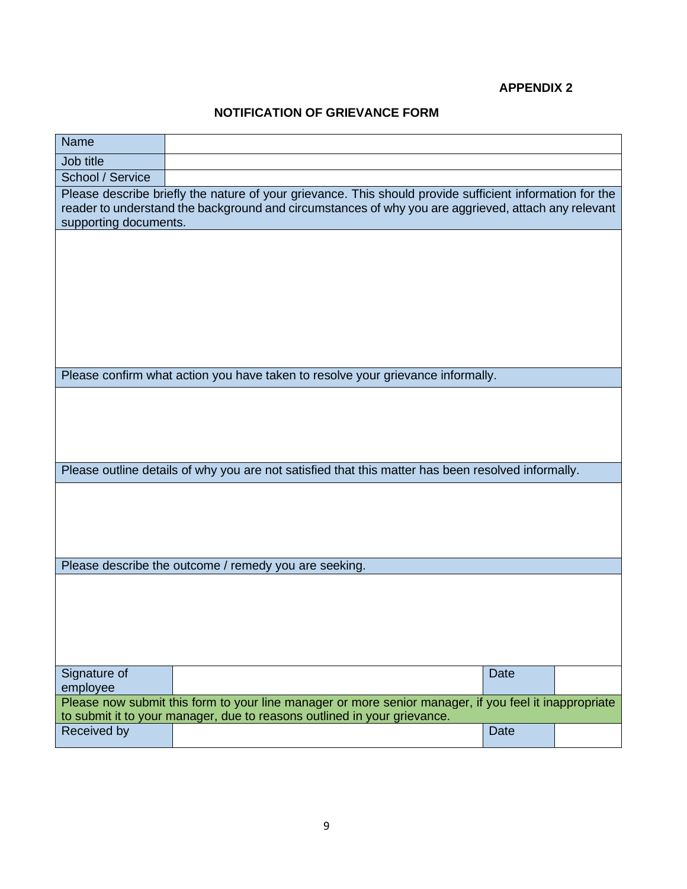**APPENDIX 2**

## NOTIFICATION OF GRIEVANCE FORM

| Name | | | |
|---|---|---|---|
| Job title | | | |
| School / Service | | | |
| Please describe briefly the nature of your grievance. This should provide sufficient information for the reader to understand the background and circumstances of why you are aggrieved, attach any relevant supporting documents. | | | |
| | | | |
| Please confirm what action you have taken to resolve your grievance informally. | | | |
| | | | |
| Please outline details of why you are not satisfied that this matter has been resolved informally. | | | |
| | | | |
| Please describe the outcome / remedy you are seeking. | | | |
| | | | |
| Signature of employee | | Date | |
| Please now submit this form to your line manager or more senior manager, if you feel it inappropriate to submit it to your manager, due to reasons outlined in your grievance. | | | |
| Received by | | Date | |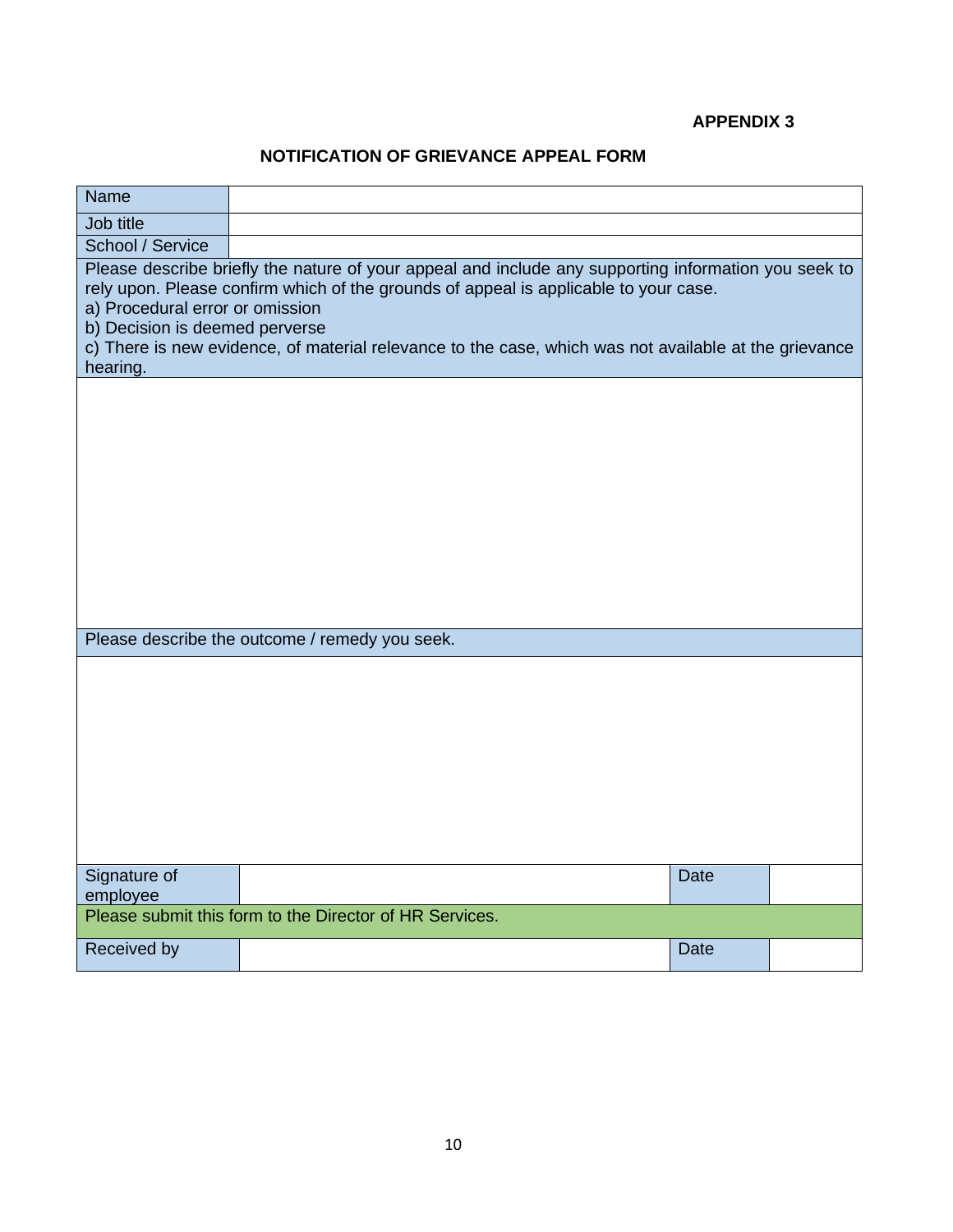**APPENDIX 3**

## NOTIFICATION OF GRIEVANCE APPEAL FORM

| Name | | | |
|---|---|---|---|
| Job title | | | |
| School / Service | | | |
| Please describe briefly the nature of your appeal and include any supporting information you seek to rely upon. Please confirm which of the grounds of appeal is applicable to your case.<br>a) Procedural error or omission<br>b) Decision is deemed perverse<br>c) There is new evidence, of material relevance to the case, which was not available at the grievance hearing. | | | |
| | | | |
| Please describe the outcome / remedy you seek. | | | |
| | | | |
| Signature of employee | | Date | |
| Please submit this form to the Director of HR Services. | | | |
| Received by | | Date | |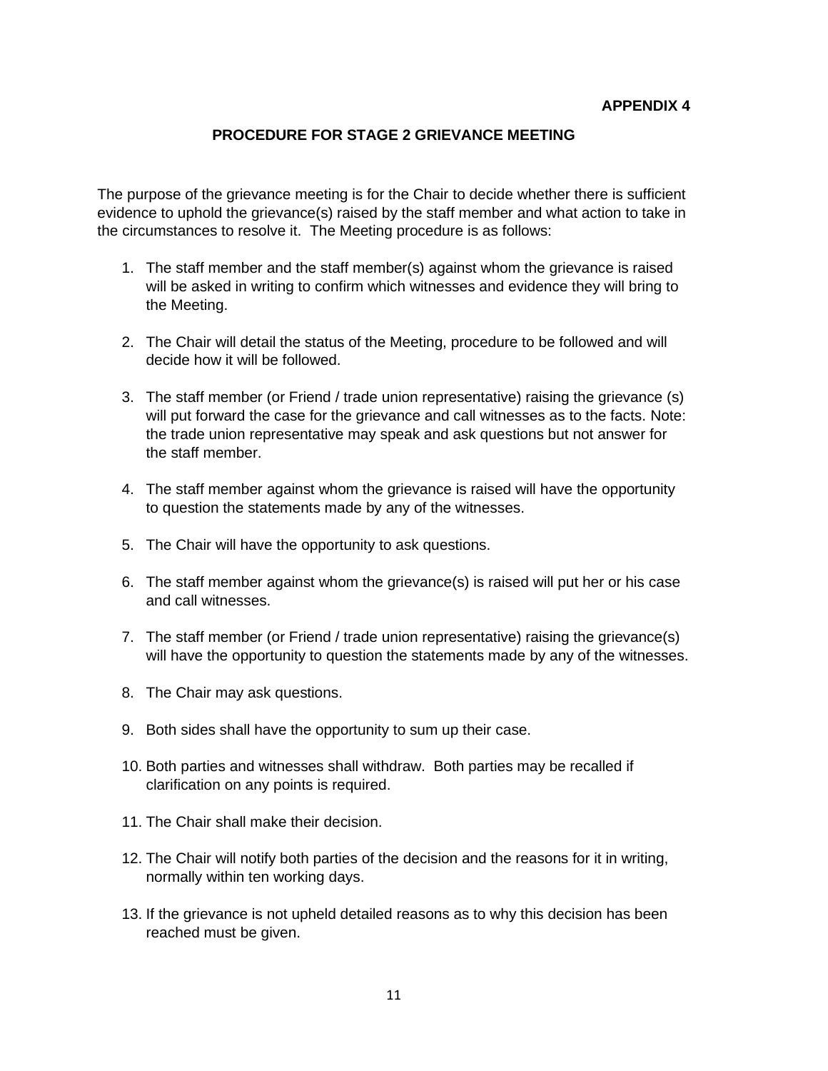**APPENDIX 4**

# PROCEDURE FOR STAGE 2 GRIEVANCE MEETING

The purpose of the grievance meeting is for the Chair to decide whether there is sufficient evidence to uphold the grievance(s) raised by the staff member and what action to take in the circumstances to resolve it. The Meeting procedure is as follows:

1. The staff member and the staff member(s) against whom the grievance is raised will be asked in writing to confirm which witnesses and evidence they will bring to the Meeting.

2. The Chair will detail the status of the Meeting, procedure to be followed and will decide how it will be followed.

3. The staff member (or Friend / trade union representative) raising the grievance (s) will put forward the case for the grievance and call witnesses as to the facts. Note: the trade union representative may speak and ask questions but not answer for the staff member.

4. The staff member against whom the grievance is raised will have the opportunity to question the statements made by any of the witnesses.

5. The Chair will have the opportunity to ask questions.

6. The staff member against whom the grievance(s) is raised will put her or his case and call witnesses.

7. The staff member (or Friend / trade union representative) raising the grievance(s) will have the opportunity to question the statements made by any of the witnesses.

8. The Chair may ask questions.

9. Both sides shall have the opportunity to sum up their case.

10. Both parties and witnesses shall withdraw. Both parties may be recalled if clarification on any points is required.

11. The Chair shall make their decision.

12. The Chair will notify both parties of the decision and the reasons for it in writing, normally within ten working days.

13. If the grievance is not upheld detailed reasons as to why this decision has been reached must be given.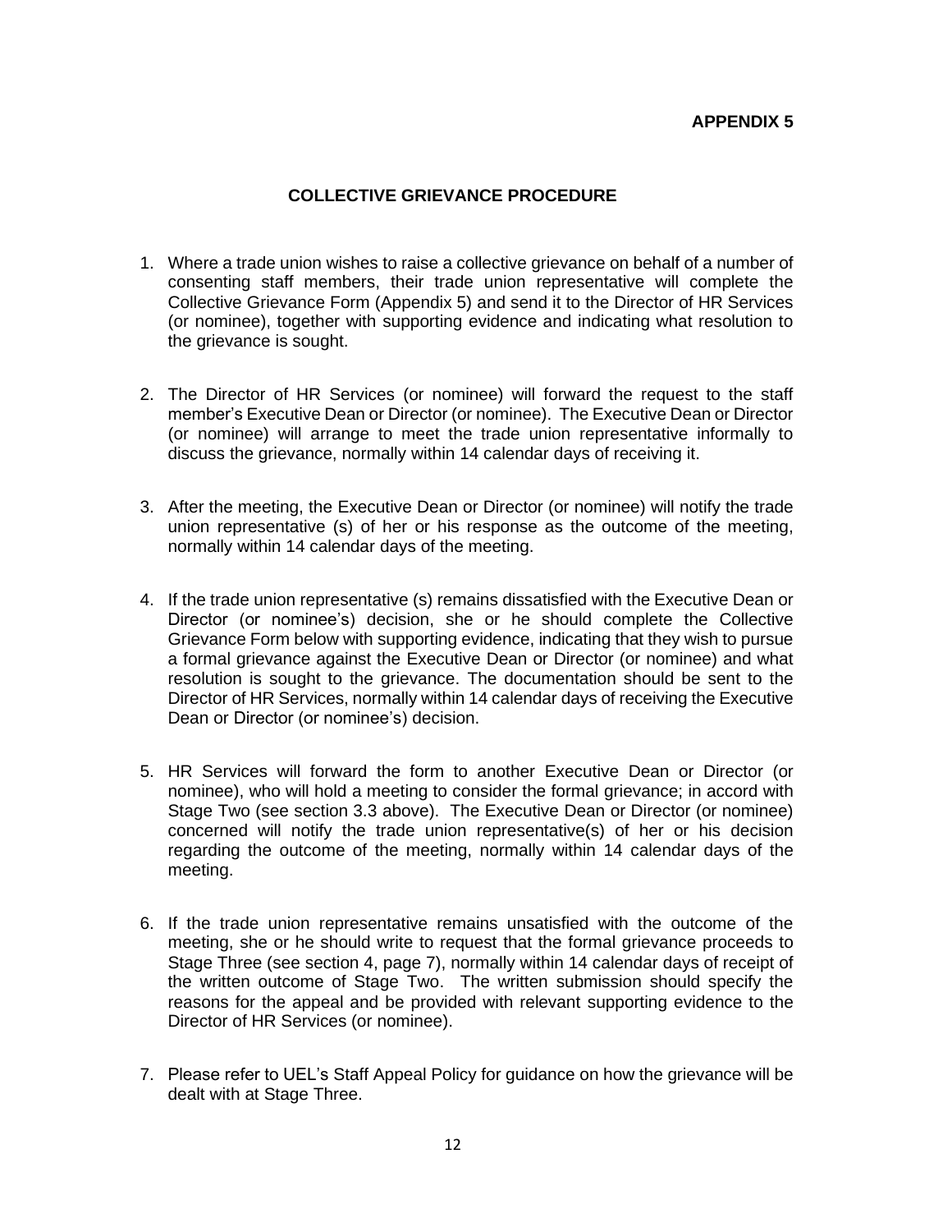**APPENDIX 5**

## COLLECTIVE GRIEVANCE PROCEDURE

1. Where a trade union wishes to raise a collective grievance on behalf of a number of consenting staff members, their trade union representative will complete the Collective Grievance Form (Appendix 5) and send it to the Director of HR Services (or nominee), together with supporting evidence and indicating what resolution to the grievance is sought.

2. The Director of HR Services (or nominee) will forward the request to the staff member's Executive Dean or Director (or nominee). The Executive Dean or Director (or nominee) will arrange to meet the trade union representative informally to discuss the grievance, normally within 14 calendar days of receiving it.

3. After the meeting, the Executive Dean or Director (or nominee) will notify the trade union representative (s) of her or his response as the outcome of the meeting, normally within 14 calendar days of the meeting.

4. If the trade union representative (s) remains dissatisfied with the Executive Dean or Director (or nominee's) decision, she or he should complete the Collective Grievance Form below with supporting evidence, indicating that they wish to pursue a formal grievance against the Executive Dean or Director (or nominee) and what resolution is sought to the grievance. The documentation should be sent to the Director of HR Services, normally within 14 calendar days of receiving the Executive Dean or Director (or nominee's) decision.

5. HR Services will forward the form to another Executive Dean or Director (or nominee), who will hold a meeting to consider the formal grievance; in accord with Stage Two (see section 3.3 above). The Executive Dean or Director (or nominee) concerned will notify the trade union representative(s) of her or his decision regarding the outcome of the meeting, normally within 14 calendar days of the meeting.

6. If the trade union representative remains unsatisfied with the outcome of the meeting, she or he should write to request that the formal grievance proceeds to Stage Three (see section 4, page 7), normally within 14 calendar days of receipt of the written outcome of Stage Two. The written submission should specify the reasons for the appeal and be provided with relevant supporting evidence to the Director of HR Services (or nominee).

7. Please refer to UEL's Staff Appeal Policy for guidance on how the grievance will be dealt with at Stage Three.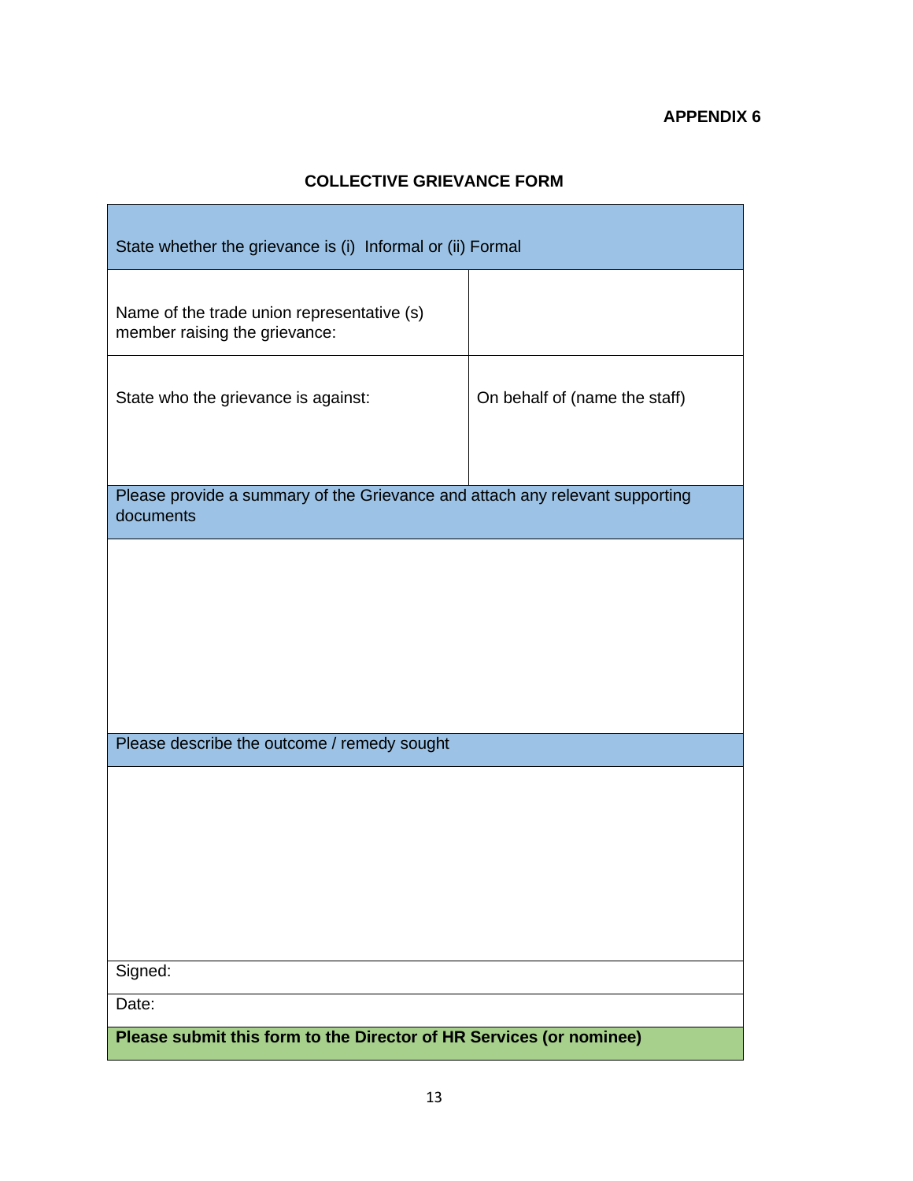**APPENDIX 6**

## COLLECTIVE GRIEVANCE FORM

| State whether the grievance is (i) Informal or (ii) Formal | |
|---|---|
| Name of the trade union representative (s) member raising the grievance: | |
| State who the grievance is against: | On behalf of (name the staff) |
| Please provide a summary of the Grievance and attach any relevant supporting documents | |
| | |
| Please describe the outcome / remedy sought | |
| | |
| Signed: | |
| Date: | |
| **Please submit this form to the Director of HR Services (or nominee)** | |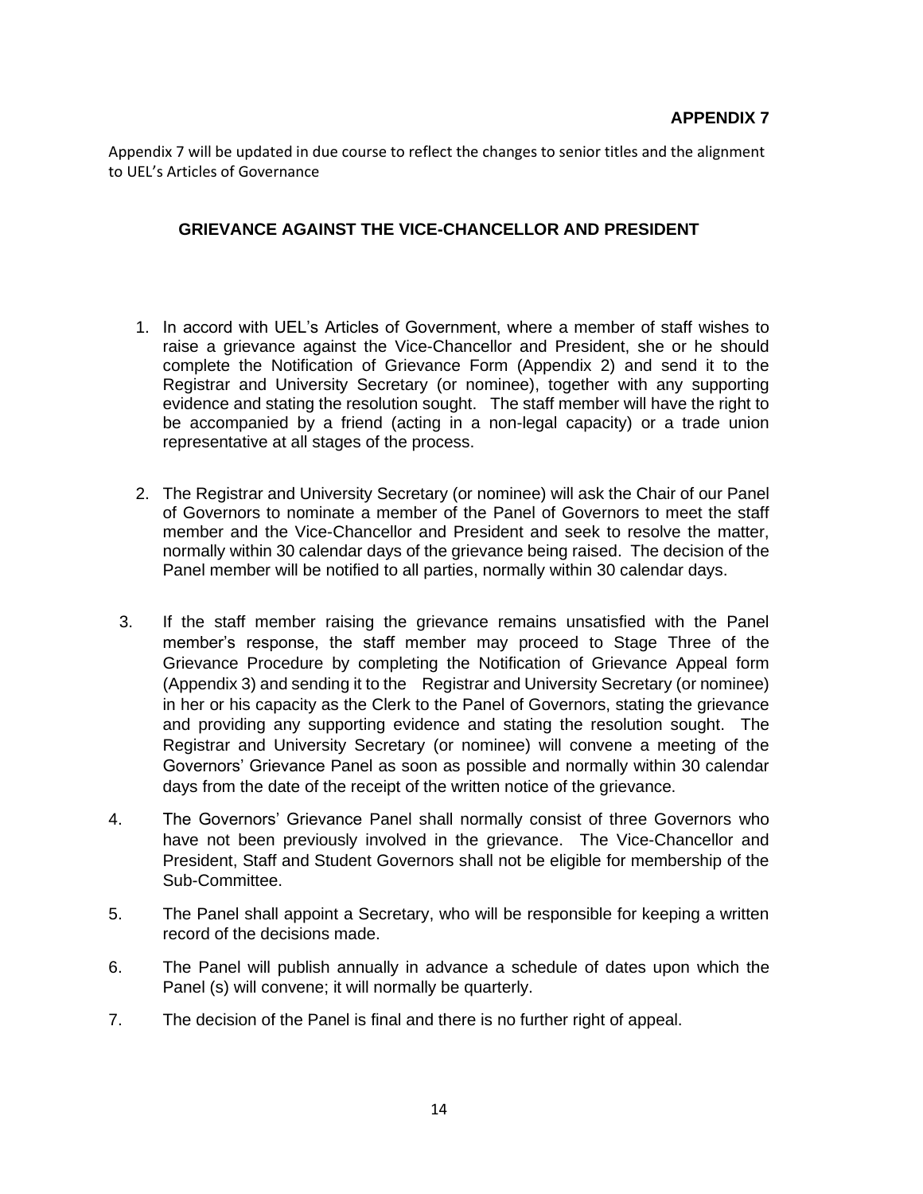**APPENDIX 7**

Appendix 7 will be updated in due course to reflect the changes to senior titles and the alignment to UEL's Articles of Governance

## GRIEVANCE AGAINST THE VICE-CHANCELLOR AND PRESIDENT

1. In accord with UEL's Articles of Government, where a member of staff wishes to raise a grievance against the Vice-Chancellor and President, she or he should complete the Notification of Grievance Form (Appendix 2) and send it to the Registrar and University Secretary (or nominee), together with any supporting evidence and stating the resolution sought. The staff member will have the right to be accompanied by a friend (acting in a non-legal capacity) or a trade union representative at all stages of the process.

2. The Registrar and University Secretary (or nominee) will ask the Chair of our Panel of Governors to nominate a member of the Panel of Governors to meet the staff member and the Vice-Chancellor and President and seek to resolve the matter, normally within 30 calendar days of the grievance being raised. The decision of the Panel member will be notified to all parties, normally within 30 calendar days.

3. If the staff member raising the grievance remains unsatisfied with the Panel member's response, the staff member may proceed to Stage Three of the Grievance Procedure by completing the Notification of Grievance Appeal form (Appendix 3) and sending it to the Registrar and University Secretary (or nominee) in her or his capacity as the Clerk to the Panel of Governors, stating the grievance and providing any supporting evidence and stating the resolution sought. The Registrar and University Secretary (or nominee) will convene a meeting of the Governors' Grievance Panel as soon as possible and normally within 30 calendar days from the date of the receipt of the written notice of the grievance.

4. The Governors' Grievance Panel shall normally consist of three Governors who have not been previously involved in the grievance. The Vice-Chancellor and President, Staff and Student Governors shall not be eligible for membership of the Sub-Committee.

5. The Panel shall appoint a Secretary, who will be responsible for keeping a written record of the decisions made.

6. The Panel will publish annually in advance a schedule of dates upon which the Panel (s) will convene; it will normally be quarterly.

7. The decision of the Panel is final and there is no further right of appeal.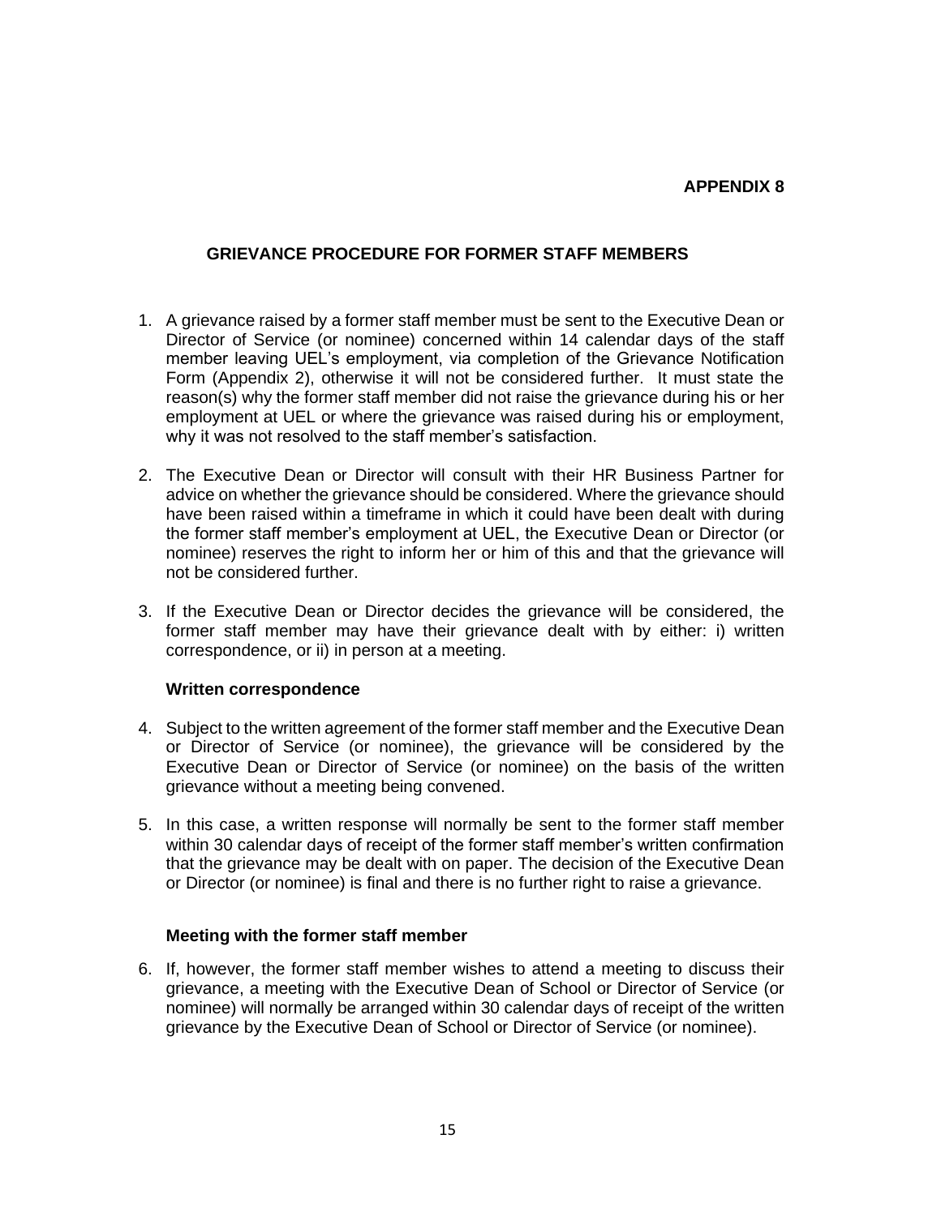**APPENDIX 8**

## GRIEVANCE PROCEDURE FOR FORMER STAFF MEMBERS

1. A grievance raised by a former staff member must be sent to the Executive Dean or Director of Service (or nominee) concerned within 14 calendar days of the staff member leaving UEL's employment, via completion of the Grievance Notification Form (Appendix 2), otherwise it will not be considered further. It must state the reason(s) why the former staff member did not raise the grievance during his or her employment at UEL or where the grievance was raised during his or employment, why it was not resolved to the staff member's satisfaction.

2. The Executive Dean or Director will consult with their HR Business Partner for advice on whether the grievance should be considered. Where the grievance should have been raised within a timeframe in which it could have been dealt with during the former staff member's employment at UEL, the Executive Dean or Director (or nominee) reserves the right to inform her or him of this and that the grievance will not be considered further.

3. If the Executive Dean or Director decides the grievance will be considered, the former staff member may have their grievance dealt with by either: i) written correspondence, or ii) in person at a meeting.

**Written correspondence**

4. Subject to the written agreement of the former staff member and the Executive Dean or Director of Service (or nominee), the grievance will be considered by the Executive Dean or Director of Service (or nominee) on the basis of the written grievance without a meeting being convened.

5. In this case, a written response will normally be sent to the former staff member within 30 calendar days of receipt of the former staff member's written confirmation that the grievance may be dealt with on paper. The decision of the Executive Dean or Director (or nominee) is final and there is no further right to raise a grievance.

**Meeting with the former staff member**

6. If, however, the former staff member wishes to attend a meeting to discuss their grievance, a meeting with the Executive Dean of School or Director of Service (or nominee) will normally be arranged within 30 calendar days of receipt of the written grievance by the Executive Dean of School or Director of Service (or nominee).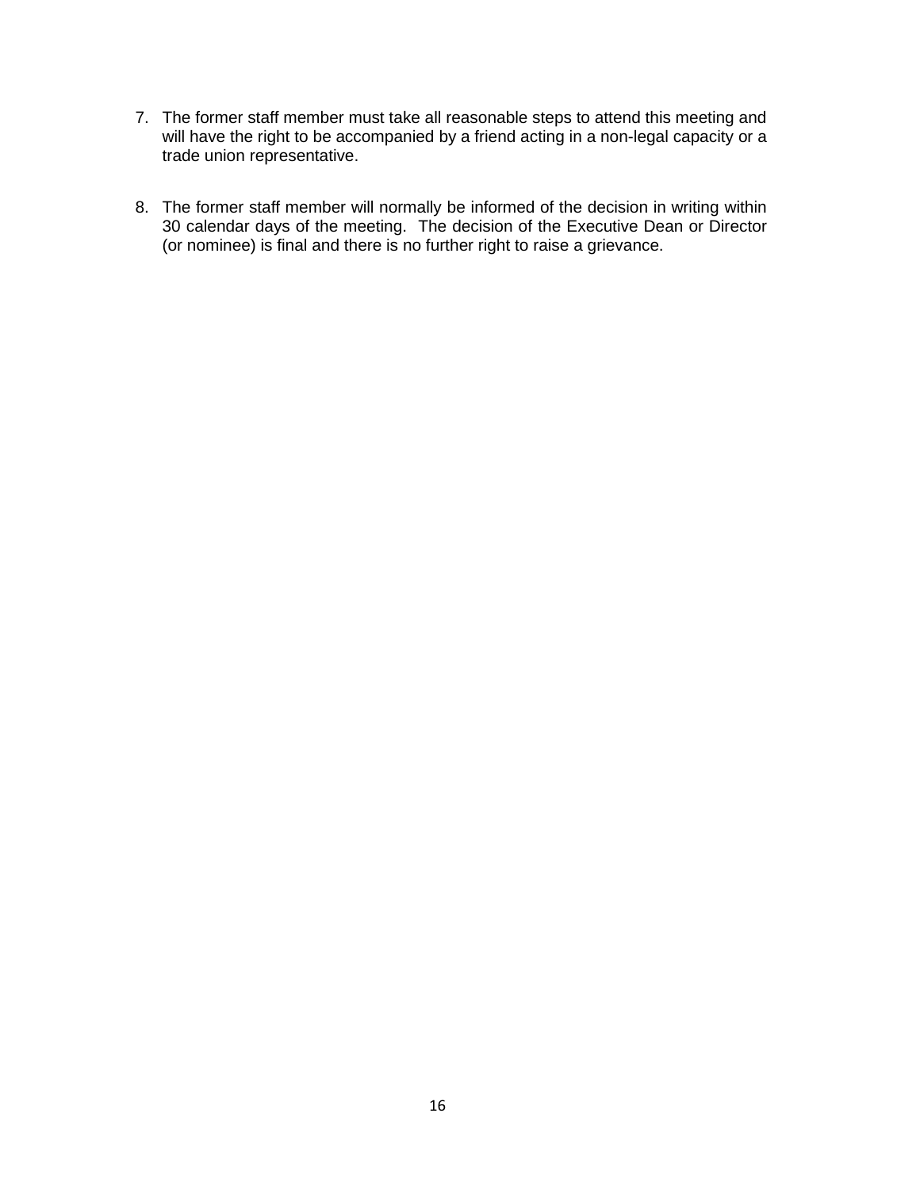7. The former staff member must take all reasonable steps to attend this meeting and will have the right to be accompanied by a friend acting in a non-legal capacity or a trade union representative.

8. The former staff member will normally be informed of the decision in writing within 30 calendar days of the meeting. The decision of the Executive Dean or Director (or nominee) is final and there is no further right to raise a grievance.